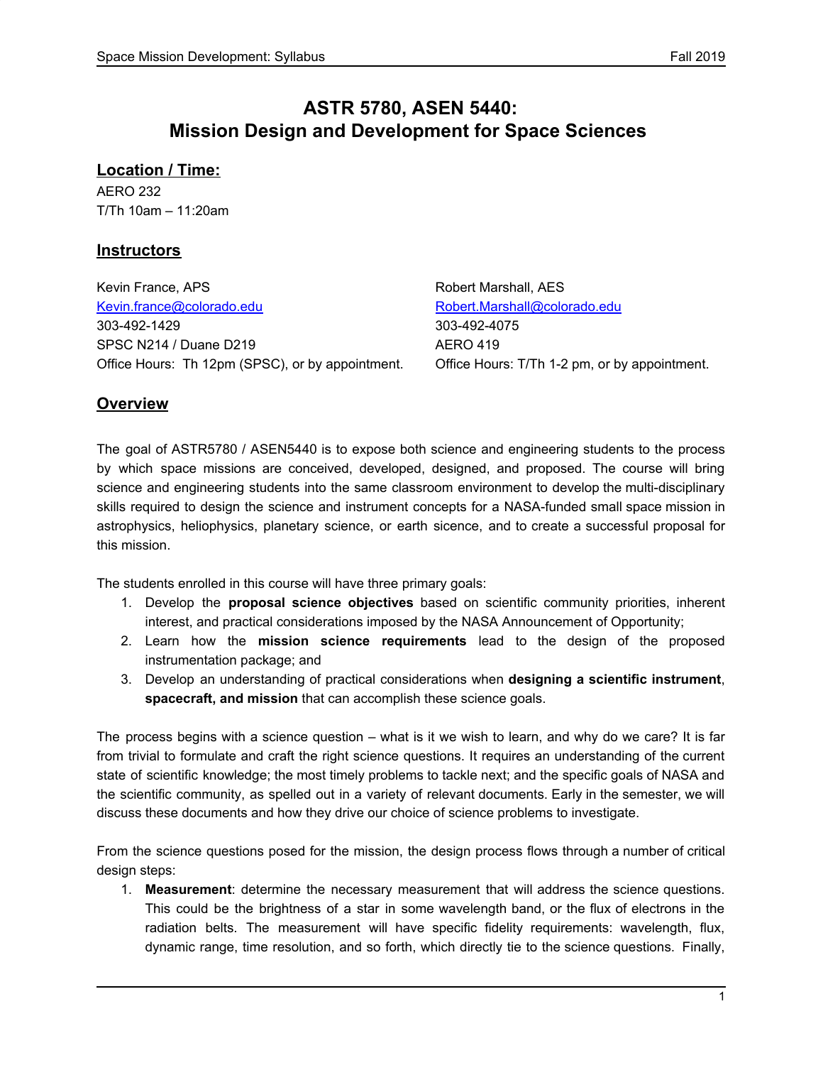# ASTR 5780, ASEN 5440: Mission Design and Development for Space Sciences

## Location / Time:

AERO 232
T/Th 10am – 11:20am

## Instructors

Kevin France, APS
Kevin.france@colorado.edu
303-492-1429
SPSC N214 / Duane D219
Office Hours: Th 12pm (SPSC), or by appointment.

Robert Marshall, AES
Robert.Marshall@colorado.edu
303-492-4075
AERO 419
Office Hours: T/Th 1-2 pm, or by appointment.

## Overview

The goal of ASTR5780 / ASEN5440 is to expose both science and engineering students to the process by which space missions are conceived, developed, designed, and proposed. The course will bring science and engineering students into the same classroom environment to develop the multi-disciplinary skills required to design the science and instrument concepts for a NASA-funded small space mission in astrophysics, heliophysics, planetary science, or earth sicence, and to create a successful proposal for this mission.

The students enrolled in this course will have three primary goals:

1. Develop the **proposal science objectives** based on scientific community priorities, inherent interest, and practical considerations imposed by the NASA Announcement of Opportunity;
2. Learn how the **mission science requirements** lead to the design of the proposed instrumentation package; and
3. Develop an understanding of practical considerations when **designing a scientific instrument**, **spacecraft, and mission** that can accomplish these science goals.

The process begins with a science question – what is it we wish to learn, and why do we care? It is far from trivial to formulate and craft the right science questions. It requires an understanding of the current state of scientific knowledge; the most timely problems to tackle next; and the specific goals of NASA and the scientific community, as spelled out in a variety of relevant documents. Early in the semester, we will discuss these documents and how they drive our choice of science problems to investigate.

From the science questions posed for the mission, the design process flows through a number of critical design steps:

1. **Measurement**: determine the necessary measurement that will address the science questions. This could be the brightness of a star in some wavelength band, or the flux of electrons in the radiation belts. The measurement will have specific fidelity requirements: wavelength, flux, dynamic range, time resolution, and so forth, which directly tie to the science questions. Finally,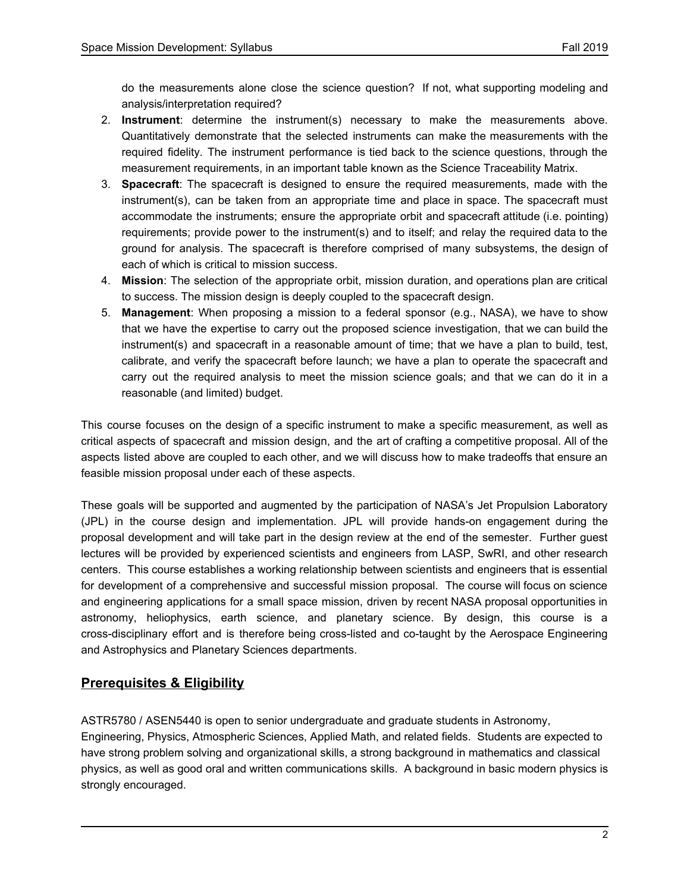do the measurements alone close the science question? If not, what supporting modeling and analysis/interpretation required?

2. **Instrument**: determine the instrument(s) necessary to make the measurements above. Quantitatively demonstrate that the selected instruments can make the measurements with the required fidelity. The instrument performance is tied back to the science questions, through the measurement requirements, in an important table known as the Science Traceability Matrix.
3. **Spacecraft**: The spacecraft is designed to ensure the required measurements, made with the instrument(s), can be taken from an appropriate time and place in space. The spacecraft must accommodate the instruments; ensure the appropriate orbit and spacecraft attitude (i.e. pointing) requirements; provide power to the instrument(s) and to itself; and relay the required data to the ground for analysis. The spacecraft is therefore comprised of many subsystems, the design of each of which is critical to mission success.
4. **Mission**: The selection of the appropriate orbit, mission duration, and operations plan are critical to success. The mission design is deeply coupled to the spacecraft design.
5. **Management**: When proposing a mission to a federal sponsor (e.g., NASA), we have to show that we have the expertise to carry out the proposed science investigation, that we can build the instrument(s) and spacecraft in a reasonable amount of time; that we have a plan to build, test, calibrate, and verify the spacecraft before launch; we have a plan to operate the spacecraft and carry out the required analysis to meet the mission science goals; and that we can do it in a reasonable (and limited) budget.

This course focuses on the design of a specific instrument to make a specific measurement, as well as critical aspects of spacecraft and mission design, and the art of crafting a competitive proposal. All of the aspects listed above are coupled to each other, and we will discuss how to make tradeoffs that ensure an feasible mission proposal under each of these aspects.

These goals will be supported and augmented by the participation of NASA's Jet Propulsion Laboratory (JPL) in the course design and implementation. JPL will provide hands-on engagement during the proposal development and will take part in the design review at the end of the semester. Further guest lectures will be provided by experienced scientists and engineers from LASP, SwRI, and other research centers. This course establishes a working relationship between scientists and engineers that is essential for development of a comprehensive and successful mission proposal. The course will focus on science and engineering applications for a small space mission, driven by recent NASA proposal opportunities in astronomy, heliophysics, earth science, and planetary science. By design, this course is a cross-disciplinary effort and is therefore being cross-listed and co-taught by the Aerospace Engineering and Astrophysics and Planetary Sciences departments.

## Prerequisites & Eligibility

ASTR5780 / ASEN5440 is open to senior undergraduate and graduate students in Astronomy, Engineering, Physics, Atmospheric Sciences, Applied Math, and related fields. Students are expected to have strong problem solving and organizational skills, a strong background in mathematics and classical physics, as well as good oral and written communications skills. A background in basic modern physics is strongly encouraged.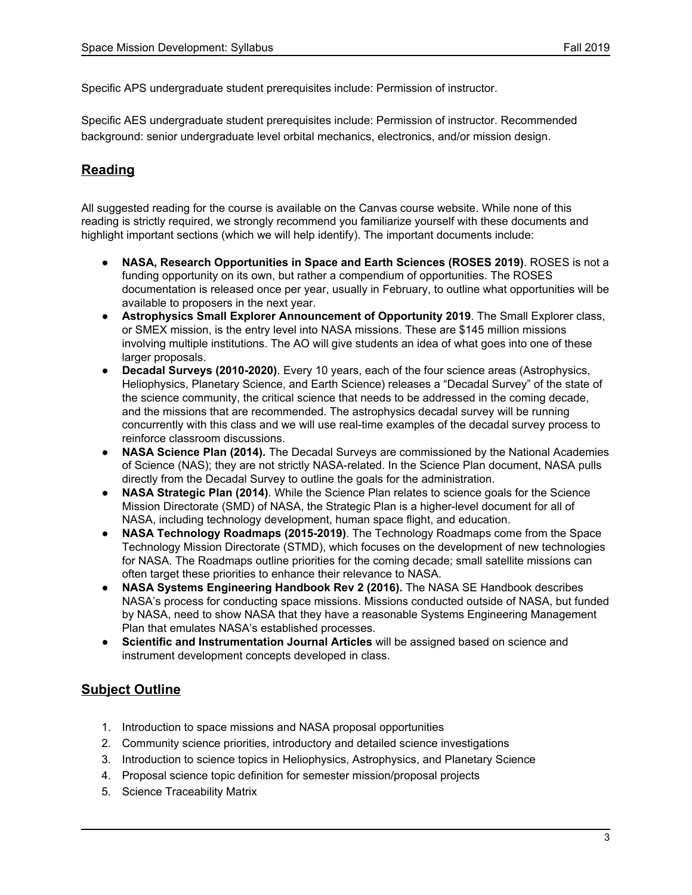Specific APS undergraduate student prerequisites include: Permission of instructor.

Specific AES undergraduate student prerequisites include: Permission of instructor. Recommended background: senior undergraduate level orbital mechanics, electronics, and/or mission design.

## Reading

All suggested reading for the course is available on the Canvas course website. While none of this reading is strictly required, we strongly recommend you familiarize yourself with these documents and highlight important sections (which we will help identify). The important documents include:

- **NASA, Research Opportunities in Space and Earth Sciences (ROSES 2019)**. ROSES is not a funding opportunity on its own, but rather a compendium of opportunities. The ROSES documentation is released once per year, usually in February, to outline what opportunities will be available to proposers in the next year.
- **Astrophysics Small Explorer Announcement of Opportunity 2019**. The Small Explorer class, or SMEX mission, is the entry level into NASA missions. These are $145 million missions involving multiple institutions. The AO will give students an idea of what goes into one of these larger proposals.
- **Decadal Surveys (2010-2020)**. Every 10 years, each of the four science areas (Astrophysics, Heliophysics, Planetary Science, and Earth Science) releases a "Decadal Survey" of the state of the science community, the critical science that needs to be addressed in the coming decade, and the missions that are recommended. The astrophysics decadal survey will be running concurrently with this class and we will use real-time examples of the decadal survey process to reinforce classroom discussions.
- **NASA Science Plan (2014).** The Decadal Surveys are commissioned by the National Academies of Science (NAS); they are not strictly NASA-related. In the Science Plan document, NASA pulls directly from the Decadal Survey to outline the goals for the administration.
- **NASA Strategic Plan (2014)**. While the Science Plan relates to science goals for the Science Mission Directorate (SMD) of NASA, the Strategic Plan is a higher-level document for all of NASA, including technology development, human space flight, and education.
- **NASA Technology Roadmaps (2015-2019)**. The Technology Roadmaps come from the Space Technology Mission Directorate (STMD), which focuses on the development of new technologies for NASA. The Roadmaps outline priorities for the coming decade; small satellite missions can often target these priorities to enhance their relevance to NASA.
- **NASA Systems Engineering Handbook Rev 2 (2016).** The NASA SE Handbook describes NASA's process for conducting space missions. Missions conducted outside of NASA, but funded by NASA, need to show NASA that they have a reasonable Systems Engineering Management Plan that emulates NASA's established processes.
- **Scientific and Instrumentation Journal Articles** will be assigned based on science and instrument development concepts developed in class.

## Subject Outline

1. Introduction to space missions and NASA proposal opportunities
2. Community science priorities, introductory and detailed science investigations
3. Introduction to science topics in Heliophysics, Astrophysics, and Planetary Science
4. Proposal science topic definition for semester mission/proposal projects
5. Science Traceability Matrix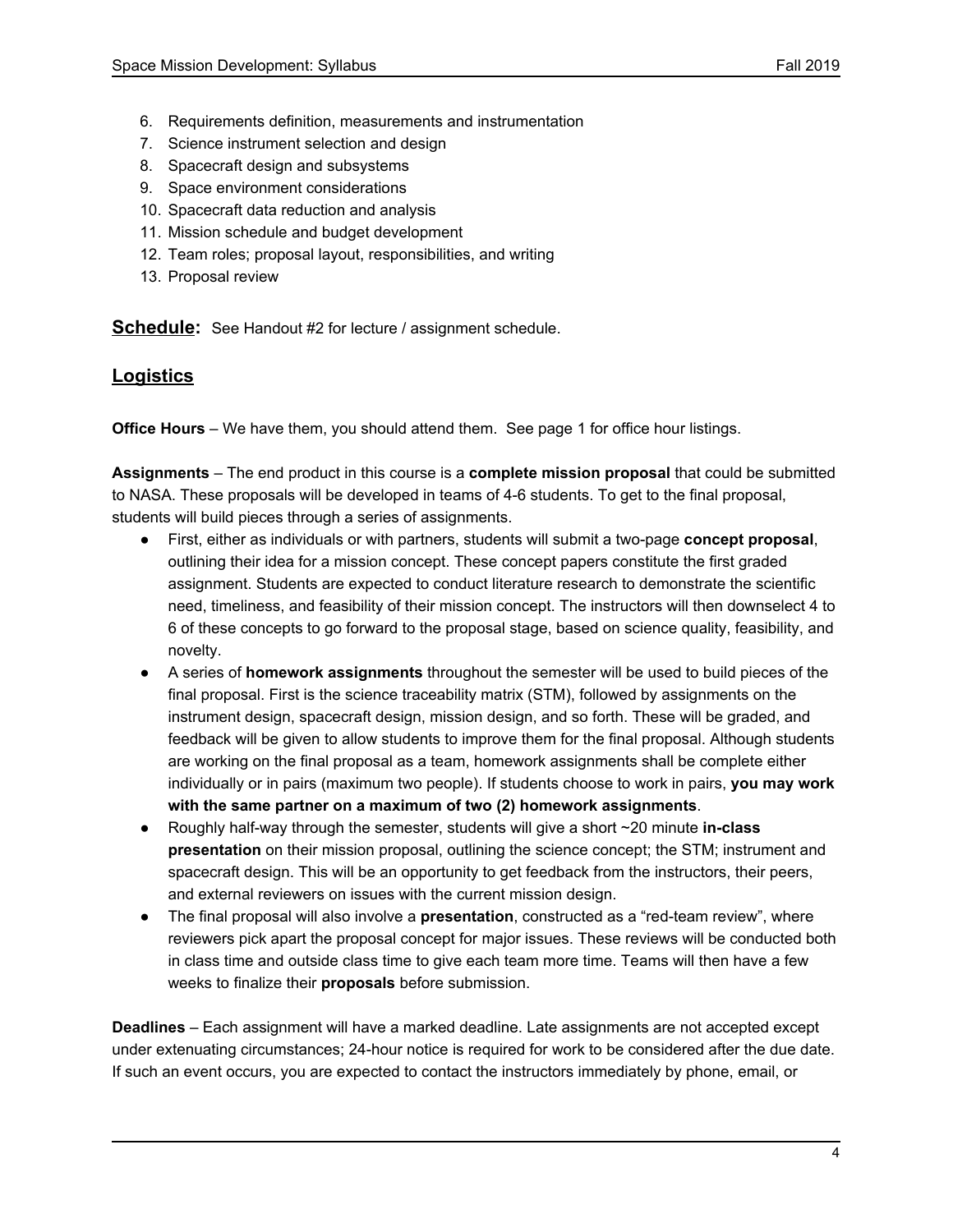6. Requirements definition, measurements and instrumentation
7. Science instrument selection and design
8. Spacecraft design and subsystems
9. Space environment considerations
10. Spacecraft data reduction and analysis
11. Mission schedule and budget development
12. Team roles; proposal layout, responsibilities, and writing
13. Proposal review

**Schedule:** See Handout #2 for lecture / assignment schedule.

## Logistics

**Office Hours** – We have them, you should attend them. See page 1 for office hour listings.

**Assignments** – The end product in this course is a **complete mission proposal** that could be submitted to NASA. These proposals will be developed in teams of 4-6 students. To get to the final proposal, students will build pieces through a series of assignments.

- First, either as individuals or with partners, students will submit a two-page **concept proposal**, outlining their idea for a mission concept. These concept papers constitute the first graded assignment. Students are expected to conduct literature research to demonstrate the scientific need, timeliness, and feasibility of their mission concept. The instructors will then downselect 4 to 6 of these concepts to go forward to the proposal stage, based on science quality, feasibility, and novelty.
- A series of **homework assignments** throughout the semester will be used to build pieces of the final proposal. First is the science traceability matrix (STM), followed by assignments on the instrument design, spacecraft design, mission design, and so forth. These will be graded, and feedback will be given to allow students to improve them for the final proposal. Although students are working on the final proposal as a team, homework assignments shall be complete either individually or in pairs (maximum two people). If students choose to work in pairs, **you may work with the same partner on a maximum of two (2) homework assignments**.
- Roughly half-way through the semester, students will give a short ~20 minute **in-class presentation** on their mission proposal, outlining the science concept; the STM; instrument and spacecraft design. This will be an opportunity to get feedback from the instructors, their peers, and external reviewers on issues with the current mission design.
- The final proposal will also involve a **presentation**, constructed as a "red-team review", where reviewers pick apart the proposal concept for major issues. These reviews will be conducted both in class time and outside class time to give each team more time. Teams will then have a few weeks to finalize their **proposals** before submission.

**Deadlines** – Each assignment will have a marked deadline. Late assignments are not accepted except under extenuating circumstances; 24-hour notice is required for work to be considered after the due date. If such an event occurs, you are expected to contact the instructors immediately by phone, email, or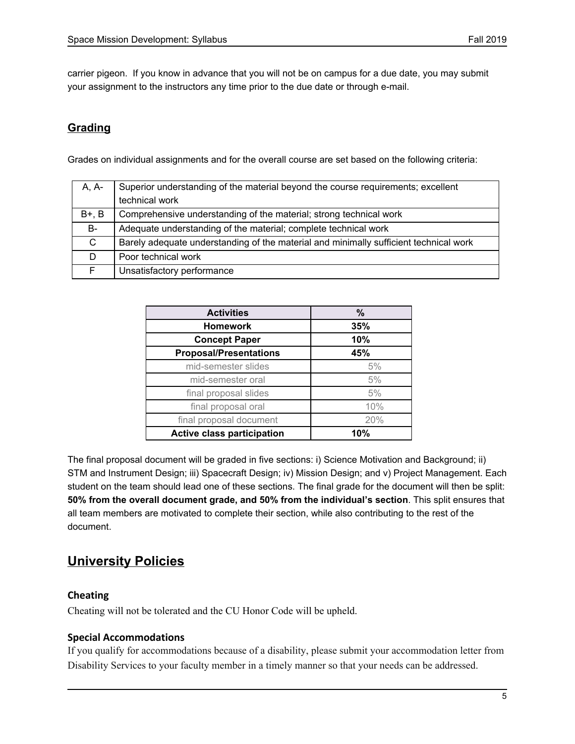carrier pigeon. If you know in advance that you will not be on campus for a due date, you may submit your assignment to the instructors any time prior to the due date or through e-mail.

## Grading

Grades on individual assignments and for the overall course are set based on the following criteria:

| Grade | Criteria |
|---|---|
| A, A- | Superior understanding of the material beyond the course requirements; excellent technical work |
| B+, B | Comprehensive understanding of the material; strong technical work |
| B- | Adequate understanding of the material; complete technical work |
| C | Barely adequate understanding of the material and minimally sufficient technical work |
| D | Poor technical work |
| F | Unsatisfactory performance |

| Activities | % |
|---|---|
| **Homework** | **35%** |
| **Concept Paper** | **10%** |
| **Proposal/Presentations** | **45%** |
| mid-semester slides | 5% |
| mid-semester oral | 5% |
| final proposal slides | 5% |
| final proposal oral | 10% |
| final proposal document | 20% |
| **Active class participation** | **10%** |

The final proposal document will be graded in five sections: i) Science Motivation and Background; ii) STM and Instrument Design; iii) Spacecraft Design; iv) Mission Design; and v) Project Management. Each student on the team should lead one of these sections. The final grade for the document will then be split: **50% from the overall document grade, and 50% from the individual's section**. This split ensures that all team members are motivated to complete their section, while also contributing to the rest of the document.

# University Policies

### Cheating

Cheating will not be tolerated and the CU Honor Code will be upheld.

### Special Accommodations

If you qualify for accommodations because of a disability, please submit your accommodation letter from Disability Services to your faculty member in a timely manner so that your needs can be addressed.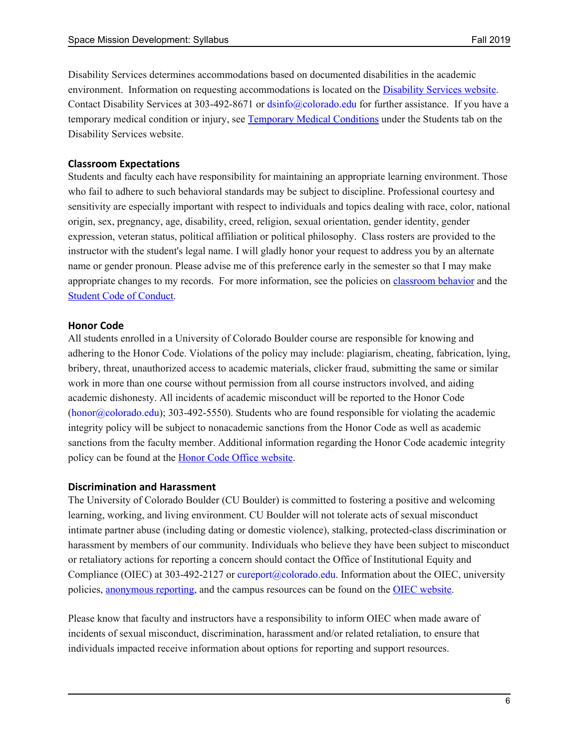Disability Services determines accommodations based on documented disabilities in the academic environment. Information on requesting accommodations is located on the [Disability Services website](). Contact Disability Services at 303-492-8671 or dsinfo@colorado.edu for further assistance. If you have a temporary medical condition or injury, see [Temporary Medical Conditions]() under the Students tab on the Disability Services website.

## Classroom Expectations

Students and faculty each have responsibility for maintaining an appropriate learning environment. Those who fail to adhere to such behavioral standards may be subject to discipline. Professional courtesy and sensitivity are especially important with respect to individuals and topics dealing with race, color, national origin, sex, pregnancy, age, disability, creed, religion, sexual orientation, gender identity, gender expression, veteran status, political affiliation or political philosophy. Class rosters are provided to the instructor with the student's legal name. I will gladly honor your request to address you by an alternate name or gender pronoun. Please advise me of this preference early in the semester so that I may make appropriate changes to my records. For more information, see the policies on [classroom behavior]() and the [Student Code of Conduct]().

## Honor Code

All students enrolled in a University of Colorado Boulder course are responsible for knowing and adhering to the Honor Code. Violations of the policy may include: plagiarism, cheating, fabrication, lying, bribery, threat, unauthorized access to academic materials, clicker fraud, submitting the same or similar work in more than one course without permission from all course instructors involved, and aiding academic dishonesty. All incidents of academic misconduct will be reported to the Honor Code (honor@colorado.edu); 303-492-5550). Students who are found responsible for violating the academic integrity policy will be subject to nonacademic sanctions from the Honor Code as well as academic sanctions from the faculty member. Additional information regarding the Honor Code academic integrity policy can be found at the [Honor Code Office website]().

## Discrimination and Harassment

The University of Colorado Boulder (CU Boulder) is committed to fostering a positive and welcoming learning, working, and living environment. CU Boulder will not tolerate acts of sexual misconduct intimate partner abuse (including dating or domestic violence), stalking, protected-class discrimination or harassment by members of our community. Individuals who believe they have been subject to misconduct or retaliatory actions for reporting a concern should contact the Office of Institutional Equity and Compliance (OIEC) at 303-492-2127 or cureport@colorado.edu. Information about the OIEC, university policies, [anonymous reporting](), and the campus resources can be found on the [OIEC website]().

Please know that faculty and instructors have a responsibility to inform OIEC when made aware of incidents of sexual misconduct, discrimination, harassment and/or related retaliation, to ensure that individuals impacted receive information about options for reporting and support resources.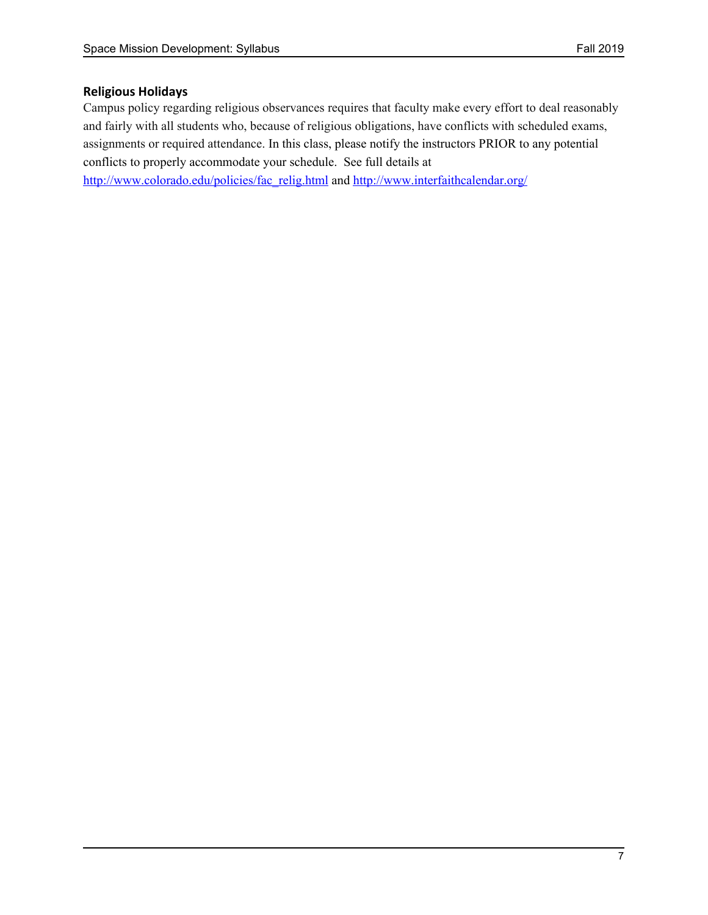### Religious Holidays

Campus policy regarding religious observances requires that faculty make every effort to deal reasonably and fairly with all students who, because of religious obligations, have conflicts with scheduled exams, assignments or required attendance. In this class, please notify the instructors PRIOR to any potential conflicts to properly accommodate your schedule. See full details at http://www.colorado.edu/policies/fac_relig.html and http://www.interfaithcalendar.org/